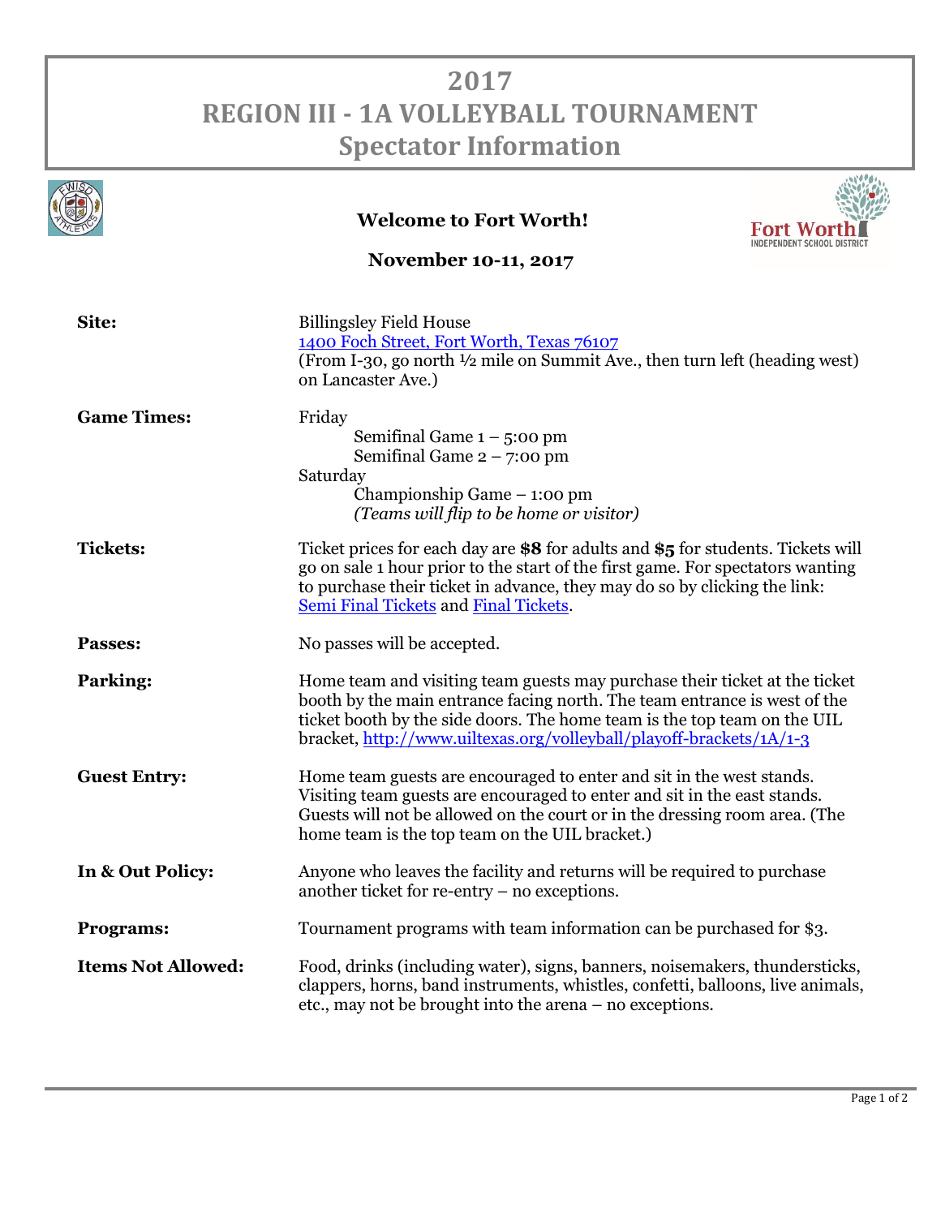# 2017
# REGION III - 1A VOLLEYBALL TOURNAMENT
# Spectator Information

**Welcome to Fort Worth!**

**November 10-11, 2017**

**Site:** Billingsley Field House
[1400 Foch Street, Fort Worth, Texas 76107]
(From I-30, go north ½ mile on Summit Ave., then turn left (heading west) on Lancaster Ave.)

**Game Times:**
Friday
- Semifinal Game 1 – 5:00 pm
- Semifinal Game 2 – 7:00 pm

Saturday
- Championship Game – 1:00 pm
- *(Teams will flip to be home or visitor)*

**Tickets:** Ticket prices for each day are **$8** for adults and **$5** for students. Tickets will go on sale 1 hour prior to the start of the first game. For spectators wanting to purchase their ticket in advance, they may do so by clicking the link: Semi Final Tickets and Final Tickets.

**Passes:** No passes will be accepted.

**Parking:** Home team and visiting team guests may purchase their ticket at the ticket booth by the main entrance facing north. The team entrance is west of the ticket booth by the side doors. The home team is the top team on the UIL bracket, http://www.uiltexas.org/volleyball/playoff-brackets/1A/1-3

**Guest Entry:** Home team guests are encouraged to enter and sit in the west stands. Visiting team guests are encouraged to enter and sit in the east stands. Guests will not be allowed on the court or in the dressing room area. (The home team is the top team on the UIL bracket.)

**In & Out Policy:** Anyone who leaves the facility and returns will be required to purchase another ticket for re-entry – no exceptions.

**Programs:** Tournament programs with team information can be purchased for $3.

**Items Not Allowed:** Food, drinks (including water), signs, banners, noisemakers, thundersticks, clappers, horns, band instruments, whistles, confetti, balloons, live animals, etc., may not be brought into the arena – no exceptions.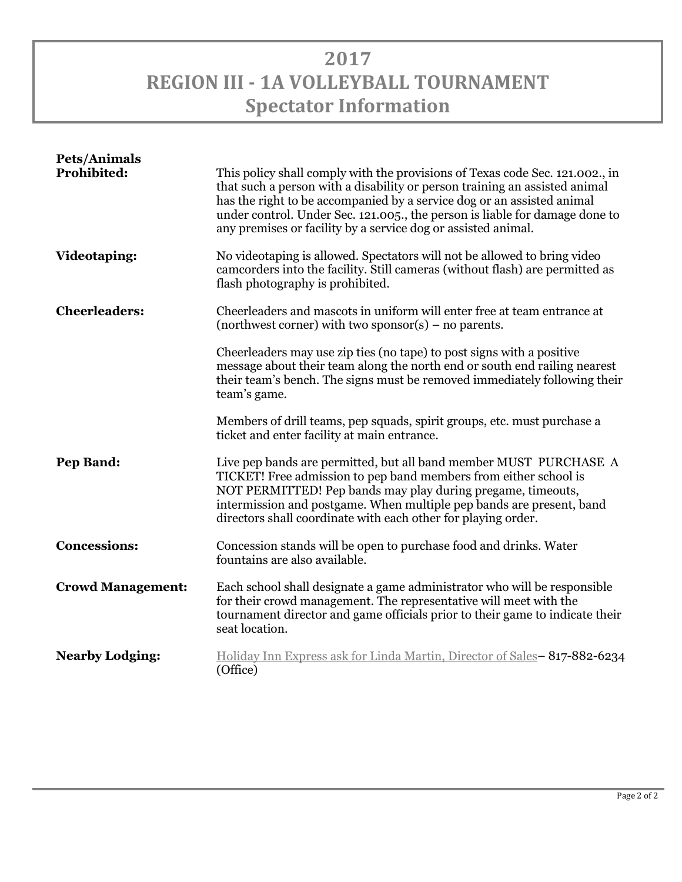# 2017
# REGION III - 1A VOLLEYBALL TOURNAMENT
# Spectator Information

**Pets/Animals Prohibited:** This policy shall comply with the provisions of Texas code Sec. 121.002., in that such a person with a disability or person training an assisted animal has the right to be accompanied by a service dog or an assisted animal under control. Under Sec. 121.005., the person is liable for damage done to any premises or facility by a service dog or assisted animal.

**Videotaping:** No videotaping is allowed. Spectators will not be allowed to bring video camcorders into the facility. Still cameras (without flash) are permitted as flash photography is prohibited.

**Cheerleaders:** Cheerleaders and mascots in uniform will enter free at team entrance at (northwest corner) with two sponsor(s) – no parents.

Cheerleaders may use zip ties (no tape) to post signs with a positive message about their team along the north end or south end railing nearest their team's bench. The signs must be removed immediately following their team's game.

Members of drill teams, pep squads, spirit groups, etc. must purchase a ticket and enter facility at main entrance.

**Pep Band:** Live pep bands are permitted, but all band member MUST PURCHASE A TICKET! Free admission to pep band members from either school is NOT PERMITTED! Pep bands may play during pregame, timeouts, intermission and postgame. When multiple pep bands are present, band directors shall coordinate with each other for playing order.

**Concessions:** Concession stands will be open to purchase food and drinks. Water fountains are also available.

**Crowd Management:** Each school shall designate a game administrator who will be responsible for their crowd management. The representative will meet with the tournament director and game officials prior to their game to indicate their seat location.

**Nearby Lodging:** Holiday Inn Express ask for Linda Martin, Director of Sales– 817-882-6234 (Office)